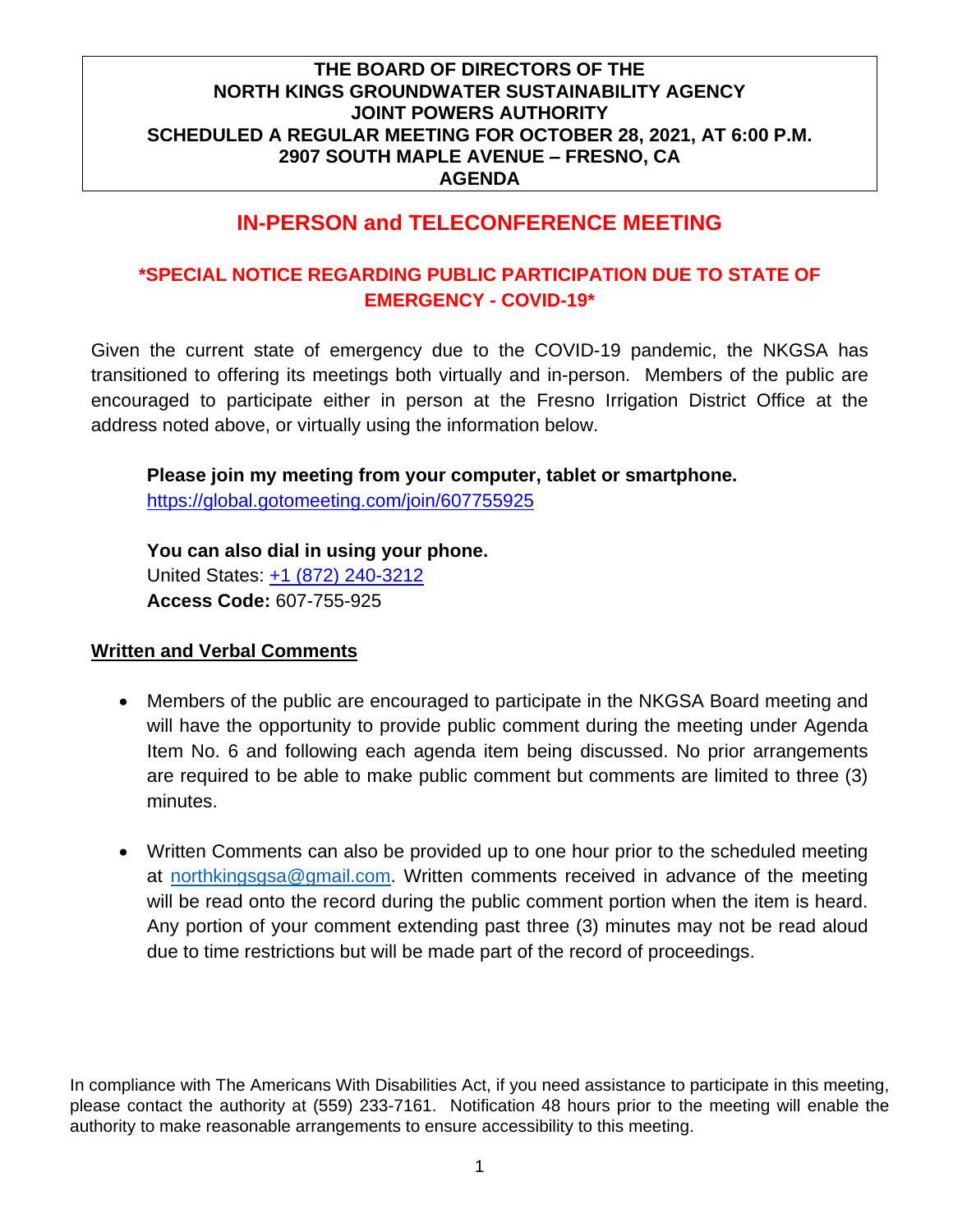**THE BOARD OF DIRECTORS OF THE
NORTH KINGS GROUNDWATER SUSTAINABILITY AGENCY
JOINT POWERS AUTHORITY
SCHEDULED A REGULAR MEETING FOR OCTOBER 28, 2021, AT 6:00 P.M.
2907 SOUTH MAPLE AVENUE – FRESNO, CA
AGENDA**

# IN-PERSON and TELECONFERENCE MEETING

## *SPECIAL NOTICE REGARDING PUBLIC PARTICIPATION DUE TO STATE OF EMERGENCY - COVID-19*

Given the current state of emergency due to the COVID-19 pandemic, the NKGSA has transitioned to offering its meetings both virtually and in-person. Members of the public are encouraged to participate either in person at the Fresno Irrigation District Office at the address noted above, or virtually using the information below.

**Please join my meeting from your computer, tablet or smartphone.**
https://global.gotomeeting.com/join/607755925

**You can also dial in using your phone.**
United States: +1 (872) 240-3212
**Access Code:** 607-755-925

**Written and Verbal Comments**

- Members of the public are encouraged to participate in the NKGSA Board meeting and will have the opportunity to provide public comment during the meeting under Agenda Item No. 6 and following each agenda item being discussed. No prior arrangements are required to be able to make public comment but comments are limited to three (3) minutes.

- Written Comments can also be provided up to one hour prior to the scheduled meeting at northkingsgsa@gmail.com. Written comments received in advance of the meeting will be read onto the record during the public comment portion when the item is heard. Any portion of your comment extending past three (3) minutes may not be read aloud due to time restrictions but will be made part of the record of proceedings.

In compliance with The Americans With Disabilities Act, if you need assistance to participate in this meeting, please contact the authority at (559) 233-7161. Notification 48 hours prior to the meeting will enable the authority to make reasonable arrangements to ensure accessibility to this meeting.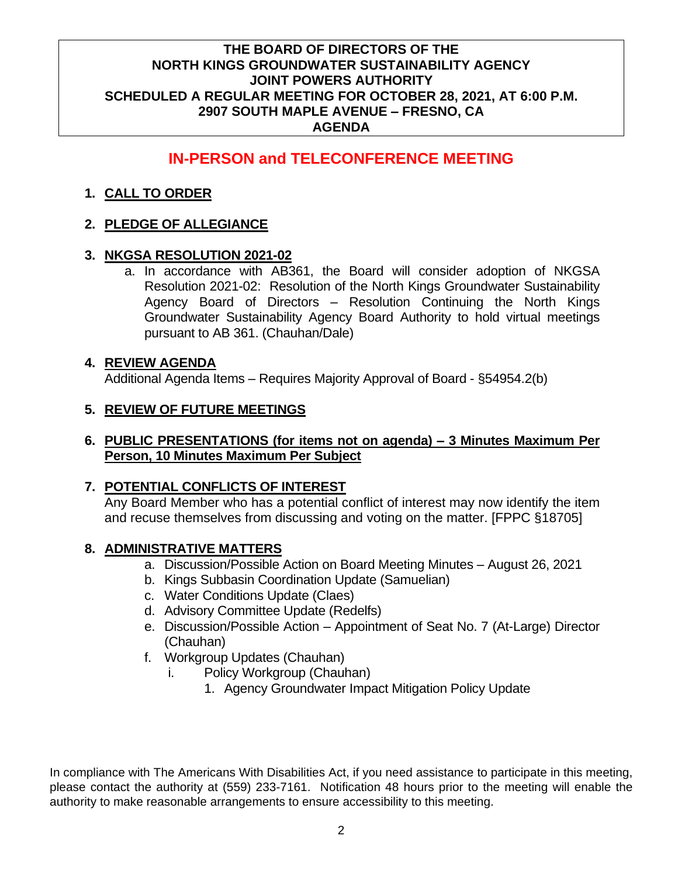**THE BOARD OF DIRECTORS OF THE**
**NORTH KINGS GROUNDWATER SUSTAINABILITY AGENCY**
**JOINT POWERS AUTHORITY**
**SCHEDULED A REGULAR MEETING FOR OCTOBER 28, 2021, AT 6:00 P.M.**
**2907 SOUTH MAPLE AVENUE – FRESNO, CA**
**AGENDA**

## IN-PERSON and TELECONFERENCE MEETING

1. **CALL TO ORDER**

2. **PLEDGE OF ALLEGIANCE**

3. **NKGSA RESOLUTION 2021-02**
   a. In accordance with AB361, the Board will consider adoption of NKGSA Resolution 2021-02: Resolution of the North Kings Groundwater Sustainability Agency Board of Directors – Resolution Continuing the North Kings Groundwater Sustainability Agency Board Authority to hold virtual meetings pursuant to AB 361. (Chauhan/Dale)

4. **REVIEW AGENDA**
   Additional Agenda Items – Requires Majority Approval of Board - §54954.2(b)

5. **REVIEW OF FUTURE MEETINGS**

6. **PUBLIC PRESENTATIONS (for items not on agenda) – 3 Minutes Maximum Per Person, 10 Minutes Maximum Per Subject**

7. **POTENTIAL CONFLICTS OF INTEREST**
   Any Board Member who has a potential conflict of interest may now identify the item and recuse themselves from discussing and voting on the matter. [FPPC §18705]

8. **ADMINISTRATIVE MATTERS**
   a. Discussion/Possible Action on Board Meeting Minutes – August 26, 2021
   b. Kings Subbasin Coordination Update (Samuelian)
   c. Water Conditions Update (Claes)
   d. Advisory Committee Update (Redelfs)
   e. Discussion/Possible Action – Appointment of Seat No. 7 (At-Large) Director (Chauhan)
   f. Workgroup Updates (Chauhan)
      i. Policy Workgroup (Chauhan)
         1. Agency Groundwater Impact Mitigation Policy Update

In compliance with The Americans With Disabilities Act, if you need assistance to participate in this meeting, please contact the authority at (559) 233-7161. Notification 48 hours prior to the meeting will enable the authority to make reasonable arrangements to ensure accessibility to this meeting.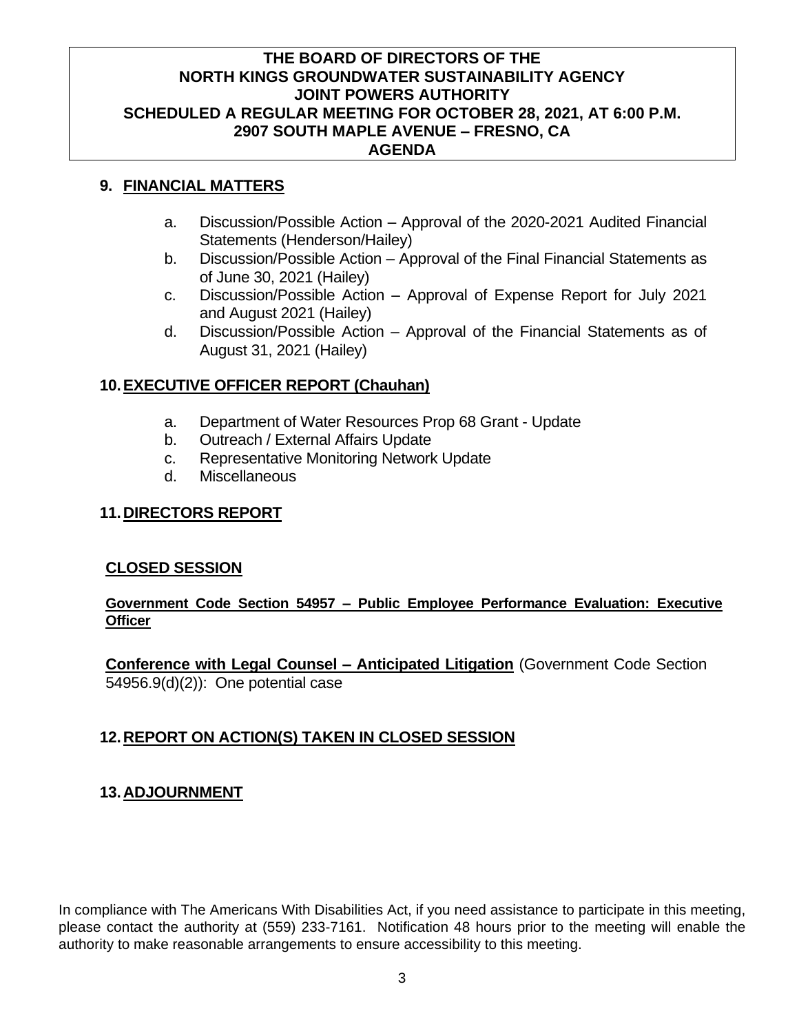**THE BOARD OF DIRECTORS OF THE**
**NORTH KINGS GROUNDWATER SUSTAINABILITY AGENCY**
**JOINT POWERS AUTHORITY**
**SCHEDULED A REGULAR MEETING FOR OCTOBER 28, 2021, AT 6:00 P.M.**
**2907 SOUTH MAPLE AVENUE – FRESNO, CA**
**AGENDA**

## 9. FINANCIAL MATTERS

a. Discussion/Possible Action – Approval of the 2020-2021 Audited Financial Statements (Henderson/Hailey)
b. Discussion/Possible Action – Approval of the Final Financial Statements as of June 30, 2021 (Hailey)
c. Discussion/Possible Action – Approval of Expense Report for July 2021 and August 2021 (Hailey)
d. Discussion/Possible Action – Approval of the Financial Statements as of August 31, 2021 (Hailey)

## 10. EXECUTIVE OFFICER REPORT (Chauhan)

a. Department of Water Resources Prop 68 Grant - Update
b. Outreach / External Affairs Update
c. Representative Monitoring Network Update
d. Miscellaneous

## 11. DIRECTORS REPORT

## CLOSED SESSION

**Government Code Section 54957 – Public Employee Performance Evaluation: Executive Officer**

**Conference with Legal Counsel – Anticipated Litigation** (Government Code Section 54956.9(d)(2)): One potential case

## 12. REPORT ON ACTION(S) TAKEN IN CLOSED SESSION

## 13. ADJOURNMENT

In compliance with The Americans With Disabilities Act, if you need assistance to participate in this meeting, please contact the authority at (559) 233-7161. Notification 48 hours prior to the meeting will enable the authority to make reasonable arrangements to ensure accessibility to this meeting.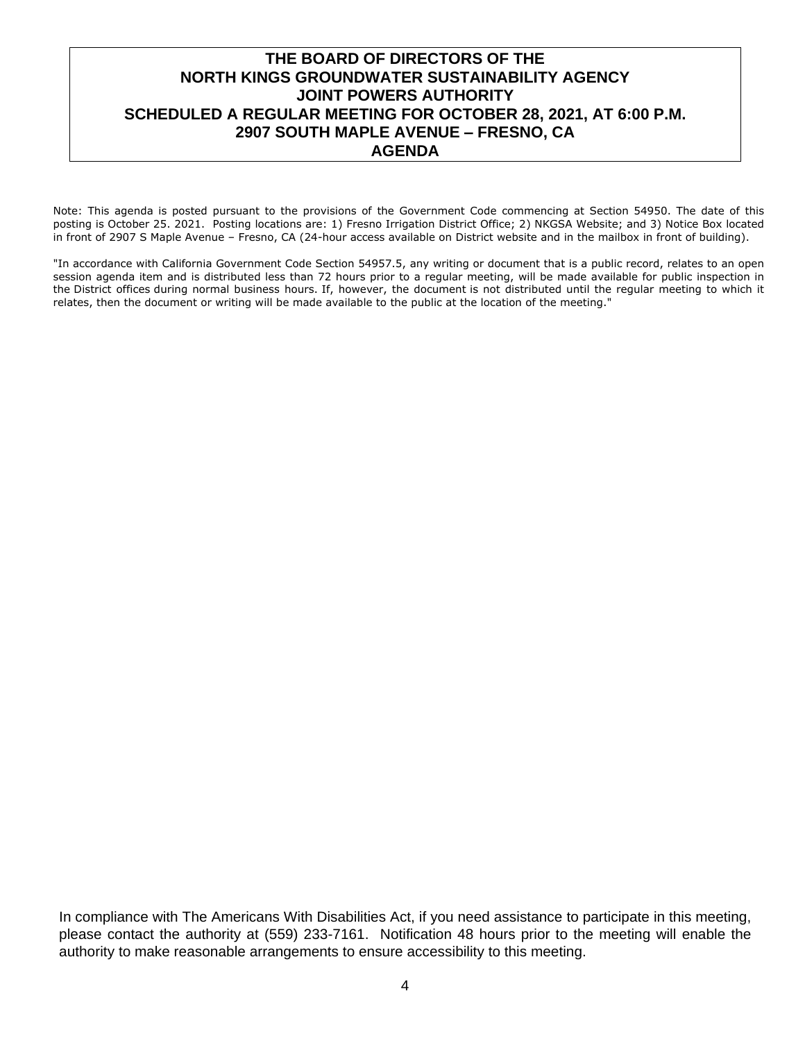**THE BOARD OF DIRECTORS OF THE**
**NORTH KINGS GROUNDWATER SUSTAINABILITY AGENCY**
**JOINT POWERS AUTHORITY**
**SCHEDULED A REGULAR MEETING FOR OCTOBER 28, 2021, AT 6:00 P.M.**
**2907 SOUTH MAPLE AVENUE – FRESNO, CA**
**AGENDA**

Note: This agenda is posted pursuant to the provisions of the Government Code commencing at Section 54950. The date of this posting is October 25. 2021. Posting locations are: 1) Fresno Irrigation District Office; 2) NKGSA Website; and 3) Notice Box located in front of 2907 S Maple Avenue – Fresno, CA (24-hour access available on District website and in the mailbox in front of building).

"In accordance with California Government Code Section 54957.5, any writing or document that is a public record, relates to an open session agenda item and is distributed less than 72 hours prior to a regular meeting, will be made available for public inspection in the District offices during normal business hours. If, however, the document is not distributed until the regular meeting to which it relates, then the document or writing will be made available to the public at the location of the meeting."

In compliance with The Americans With Disabilities Act, if you need assistance to participate in this meeting, please contact the authority at (559) 233-7161. Notification 48 hours prior to the meeting will enable the authority to make reasonable arrangements to ensure accessibility to this meeting.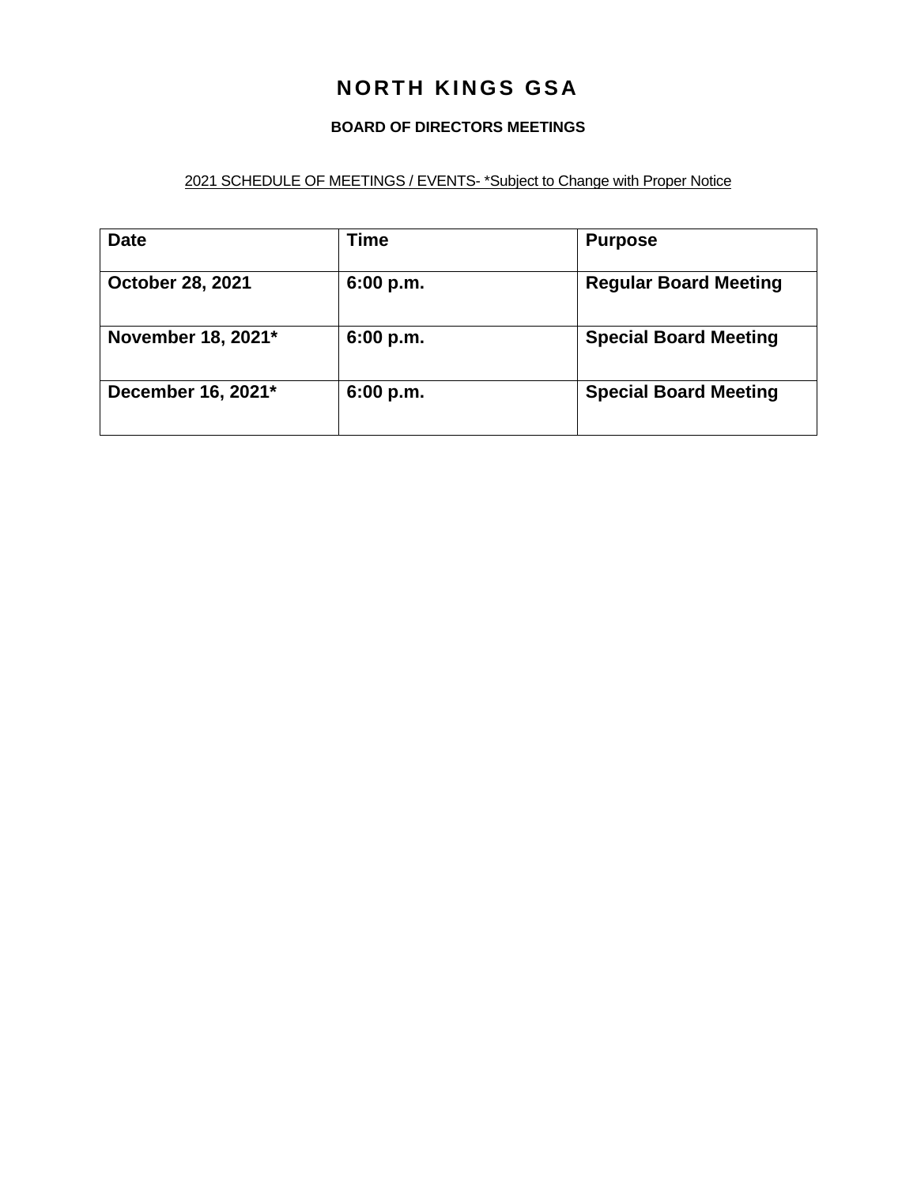# NORTH KINGS GSA

**BOARD OF DIRECTORS MEETINGS**

2021 SCHEDULE OF MEETINGS / EVENTS- *Subject to Change with Proper Notice

| Date | Time | Purpose |
|---|---|---|
| **October 28, 2021** | **6:00 p.m.** | **Regular Board Meeting** |
| **November 18, 2021*** | **6:00 p.m.** | **Special Board Meeting** |
| **December 16, 2021*** | **6:00 p.m.** | **Special Board Meeting** |